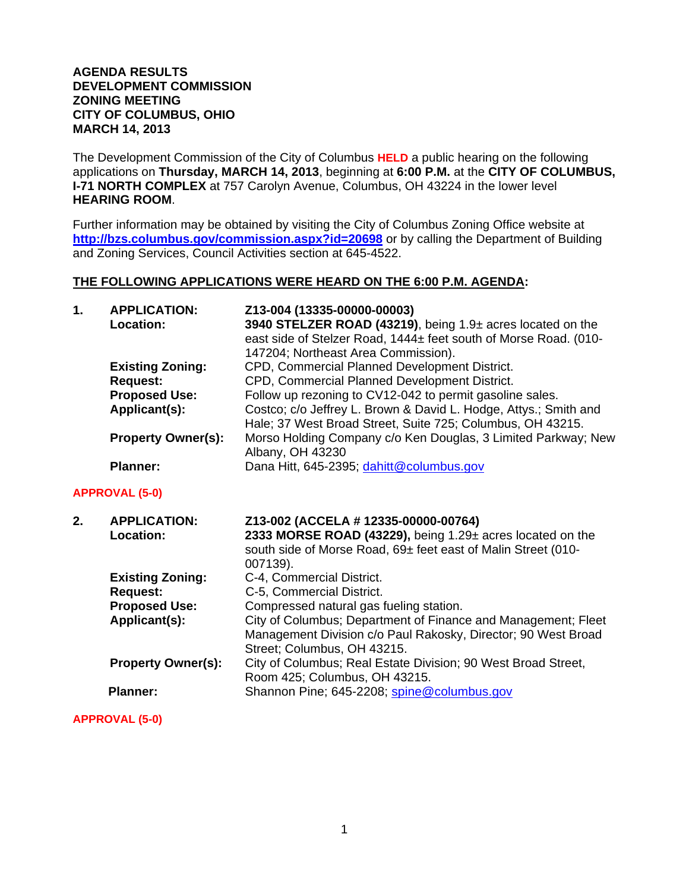**AGENDA RESULTS**
**DEVELOPMENT COMMISSION**
**ZONING MEETING**
**CITY OF COLUMBUS, OHIO**
**MARCH 14, 2013**

The Development Commission of the City of Columbus **HELD** a public hearing on the following applications on **Thursday, MARCH 14, 2013**, beginning at **6:00 P.M.** at the **CITY OF COLUMBUS, I-71 NORTH COMPLEX** at 757 Carolyn Avenue, Columbus, OH 43224 in the lower level **HEARING ROOM**.

Further information may be obtained by visiting the City of Columbus Zoning Office website at **http://bzs.columbus.gov/commission.aspx?id=20698** or by calling the Department of Building and Zoning Services, Council Activities section at 645-4522.

**THE FOLLOWING APPLICATIONS WERE HEARD ON THE 6:00 P.M. AGENDA:**

**1. APPLICATION:** **Z13-004 (13335-00000-00003)**
**Location:** **3940 STELZER ROAD (43219)**, being 1.9± acres located on the east side of Stelzer Road, 1444± feet south of Morse Road. (010-147204; Northeast Area Commission).
**Existing Zoning:** CPD, Commercial Planned Development District.
**Request:** CPD, Commercial Planned Development District.
**Proposed Use:** Follow up rezoning to CV12-042 to permit gasoline sales.
**Applicant(s):** Costco; c/o Jeffrey L. Brown & David L. Hodge, Attys.; Smith and Hale; 37 West Broad Street, Suite 725; Columbus, OH 43215.
**Property Owner(s):** Morso Holding Company c/o Ken Douglas, 3 Limited Parkway; New Albany, OH 43230
**Planner:** Dana Hitt, 645-2395; dahitt@columbus.gov

**APPROVAL (5-0)**

**2. APPLICATION:** **Z13-002 (ACCELA # 12335-00000-00764)**
**Location:** **2333 MORSE ROAD (43229),** being 1.29± acres located on the south side of Morse Road, 69± feet east of Malin Street (010-007139).
**Existing Zoning:** C-4, Commercial District.
**Request:** C-5, Commercial District.
**Proposed Use:** Compressed natural gas fueling station.
**Applicant(s):** City of Columbus; Department of Finance and Management; Fleet Management Division c/o Paul Rakosky, Director; 90 West Broad Street; Columbus, OH 43215.
**Property Owner(s):** City of Columbus; Real Estate Division; 90 West Broad Street, Room 425; Columbus, OH 43215.
**Planner:** Shannon Pine; 645-2208; spine@columbus.gov

**APPROVAL (5-0)**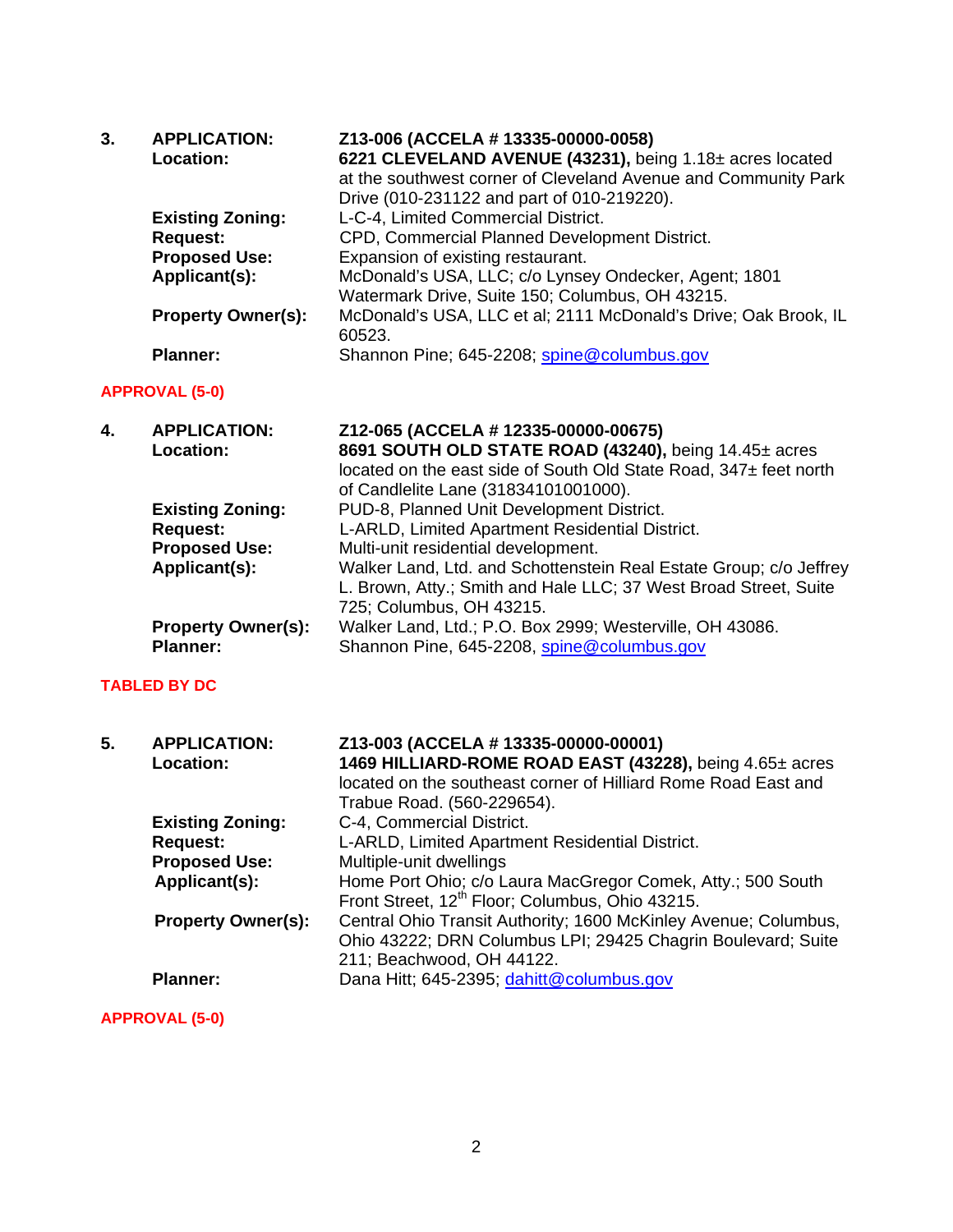**3.** **APPLICATION:** **Z13-006 (ACCELA # 13335-00000-0058)**

**Location:** **6221 CLEVELAND AVENUE (43231),** being 1.18± acres located at the southwest corner of Cleveland Avenue and Community Park Drive (010-231122 and part of 010-219220).

**Existing Zoning:** L-C-4, Limited Commercial District.

**Request:** CPD, Commercial Planned Development District.

**Proposed Use:** Expansion of existing restaurant.

**Applicant(s):** McDonald's USA, LLC; c/o Lynsey Ondecker, Agent; 1801 Watermark Drive, Suite 150; Columbus, OH 43215.

**Property Owner(s):** McDonald's USA, LLC et al; 2111 McDonald's Drive; Oak Brook, IL 60523.

**Planner:** Shannon Pine; 645-2208; spine@columbus.gov

**APPROVAL (5-0)**

**4.** **APPLICATION:** **Z12-065 (ACCELA # 12335-00000-00675)**

**Location:** **8691 SOUTH OLD STATE ROAD (43240),** being 14.45± acres located on the east side of South Old State Road, 347± feet north of Candlelite Lane (31834101001000).

**Existing Zoning:** PUD-8, Planned Unit Development District.

**Request:** L-ARLD, Limited Apartment Residential District.

**Proposed Use:** Multi-unit residential development.

**Applicant(s):** Walker Land, Ltd. and Schottenstein Real Estate Group; c/o Jeffrey L. Brown, Atty.; Smith and Hale LLC; 37 West Broad Street, Suite 725; Columbus, OH 43215.

**Property Owner(s):** Walker Land, Ltd.; P.O. Box 2999; Westerville, OH 43086.

**Planner:** Shannon Pine, 645-2208, spine@columbus.gov

**TABLED BY DC**

**5.** **APPLICATION:** **Z13-003 (ACCELA # 13335-00000-00001)**

**Location:** **1469 HILLIARD-ROME ROAD EAST (43228),** being 4.65± acres located on the southeast corner of Hilliard Rome Road East and Trabue Road. (560-229654).

**Existing Zoning:** C-4, Commercial District.

**Request:** L-ARLD, Limited Apartment Residential District.

**Proposed Use:** Multiple-unit dwellings

**Applicant(s):** Home Port Ohio; c/o Laura MacGregor Comek, Atty.; 500 South Front Street, 12th Floor; Columbus, Ohio 43215.

**Property Owner(s):** Central Ohio Transit Authority; 1600 McKinley Avenue; Columbus, Ohio 43222; DRN Columbus LPI; 29425 Chagrin Boulevard; Suite 211; Beachwood, OH 44122.

**Planner:** Dana Hitt; 645-2395; dahitt@columbus.gov

**APPROVAL (5-0)**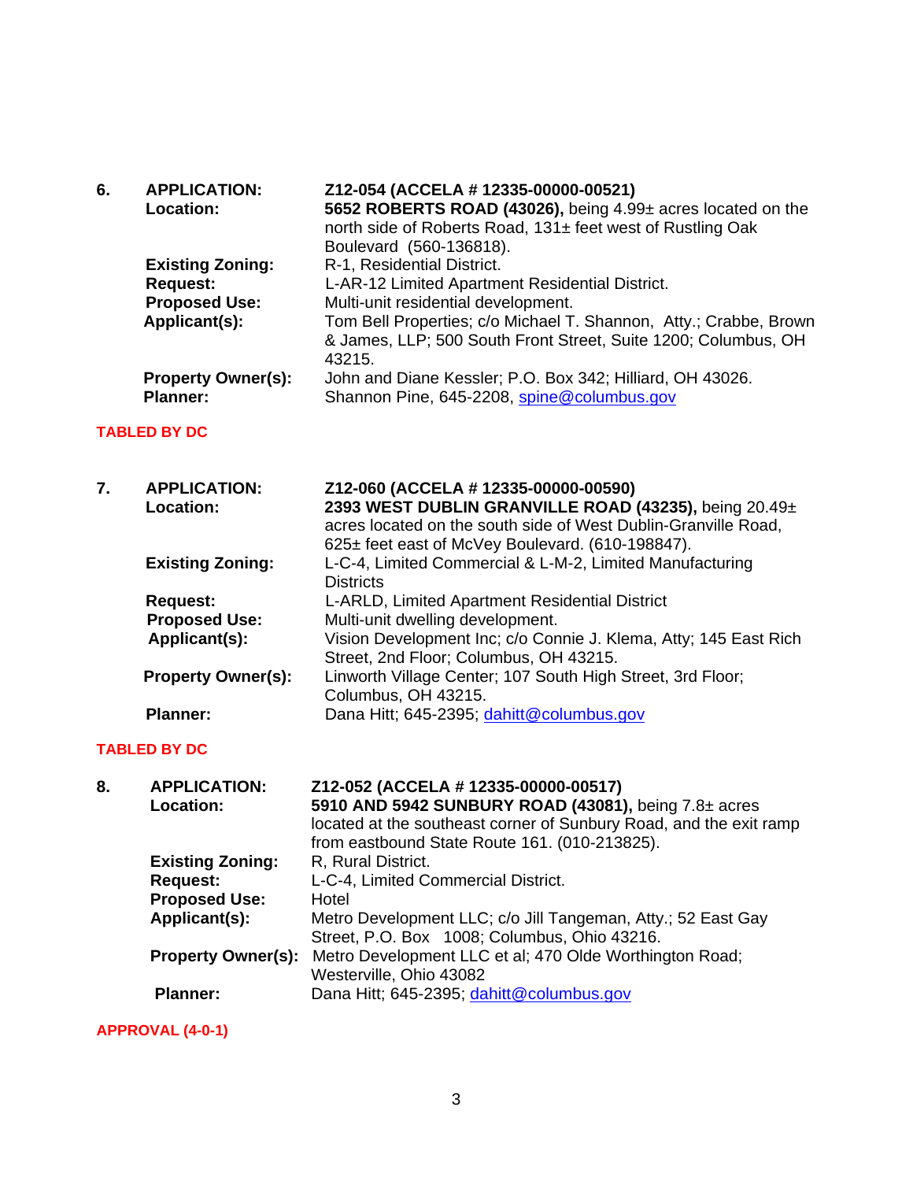6. **APPLICATION:** **Z12-054 (ACCELA # 12335-00000-00521)**

**Location:** **5652 ROBERTS ROAD (43026),** being 4.99± acres located on the north side of Roberts Road, 131± feet west of Rustling Oak Boulevard (560-136818).

**Existing Zoning:** R-1, Residential District.

**Request:** L-AR-12 Limited Apartment Residential District.

**Proposed Use:** Multi-unit residential development.

**Applicant(s):** Tom Bell Properties; c/o Michael T. Shannon, Atty.; Crabbe, Brown & James, LLP; 500 South Front Street, Suite 1200; Columbus, OH 43215.

**Property Owner(s):** John and Diane Kessler; P.O. Box 342; Hilliard, OH 43026.

**Planner:** Shannon Pine, 645-2208, spine@columbus.gov

**TABLED BY DC**

7. **APPLICATION:** **Z12-060 (ACCELA # 12335-00000-00590)**

**Location:** **2393 WEST DUBLIN GRANVILLE ROAD (43235),** being 20.49± acres located on the south side of West Dublin-Granville Road, 625± feet east of McVey Boulevard. (610-198847).

**Existing Zoning:** L-C-4, Limited Commercial & L-M-2, Limited Manufacturing Districts

**Request:** L-ARLD, Limited Apartment Residential District

**Proposed Use:** Multi-unit dwelling development.

**Applicant(s):** Vision Development Inc; c/o Connie J. Klema, Atty; 145 East Rich Street, 2nd Floor; Columbus, OH 43215.

**Property Owner(s):** Linworth Village Center; 107 South High Street, 3rd Floor; Columbus, OH 43215.

**Planner:** Dana Hitt; 645-2395; dahitt@columbus.gov

**TABLED BY DC**

8. **APPLICATION:** **Z12-052 (ACCELA # 12335-00000-00517)**

**Location:** **5910 AND 5942 SUNBURY ROAD (43081),** being 7.8± acres located at the southeast corner of Sunbury Road, and the exit ramp from eastbound State Route 161. (010-213825).

**Existing Zoning:** R, Rural District.

**Request:** L-C-4, Limited Commercial District.

**Proposed Use:** Hotel

**Applicant(s):** Metro Development LLC; c/o Jill Tangeman, Atty.; 52 East Gay Street, P.O. Box 1008; Columbus, Ohio 43216.

**Property Owner(s):** Metro Development LLC et al; 470 Olde Worthington Road; Westerville, Ohio 43082

**Planner:** Dana Hitt; 645-2395; dahitt@columbus.gov

**APPROVAL (4-0-1)**